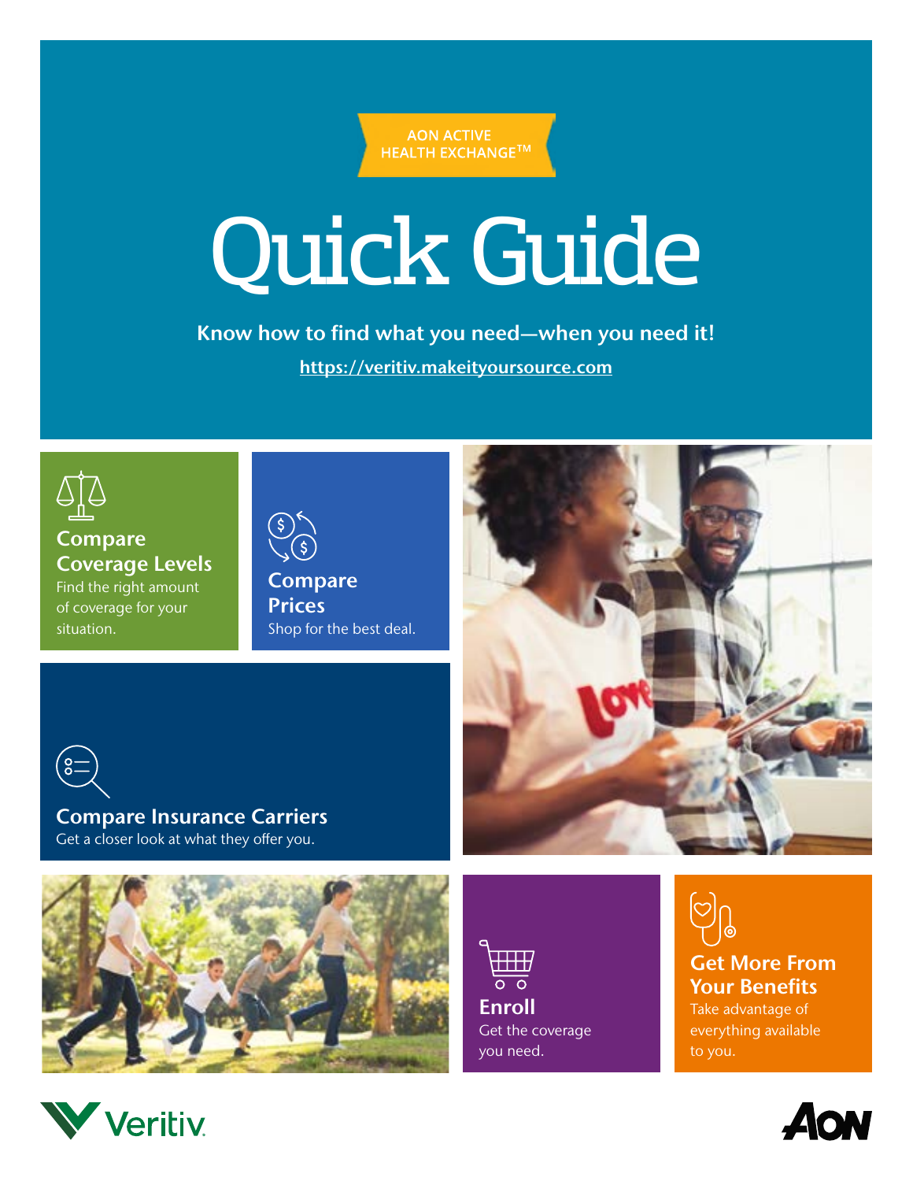AON ACTIVE HEALTH EXCHANGE™

# Quick Guide

**Know how to find what you need—when you need it!**

https://veritiv.makeityoursource.com

### Compare Coverage Levels

Find the right amount of coverage for your situation.

### Compare Prices

Shop for the best deal.

### Compare Insurance Carriers

Get a closer look at what they offer you.

### Enroll

Get the coverage you need.

### Get More From Your Benefits

Take advantage of everything available to you.

Veritiv

AON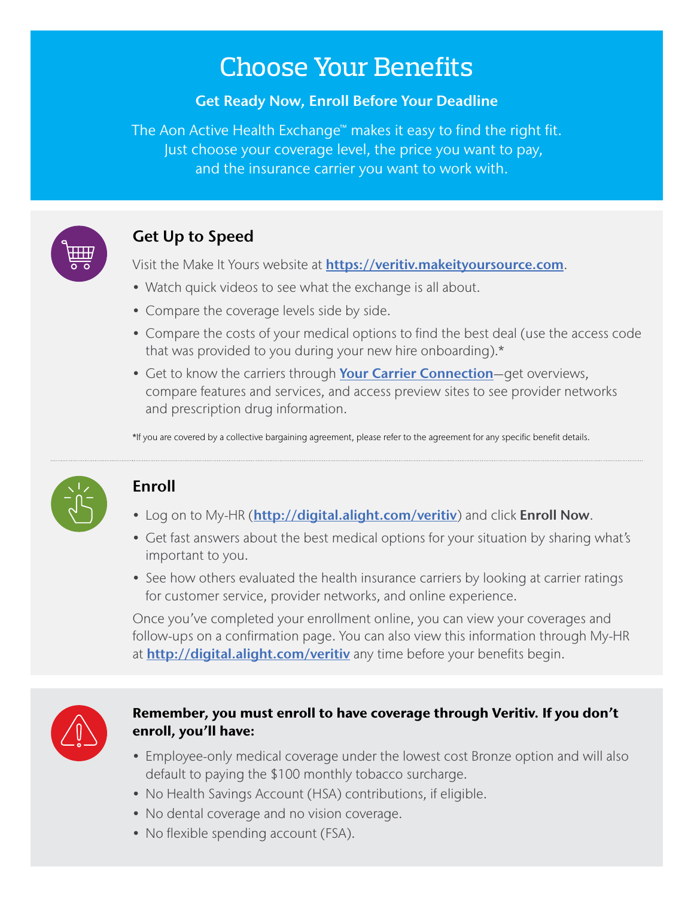# Choose Your Benefits

**Get Ready Now, Enroll Before Your Deadline**

The Aon Active Health Exchange™ makes it easy to find the right fit. Just choose your coverage level, the price you want to pay, and the insurance carrier you want to work with.

## Get Up to Speed

Visit the Make It Yours website at **https://veritiv.makeityoursource.com**.

- Watch quick videos to see what the exchange is all about.
- Compare the coverage levels side by side.
- Compare the costs of your medical options to find the best deal (use the access code that was provided to you during your new hire onboarding).*
- Get to know the carriers through **Your Carrier Connection**—get overviews, compare features and services, and access preview sites to see provider networks and prescription drug information.

*If you are covered by a collective bargaining agreement, please refer to the agreement for any specific benefit details.

## Enroll

- Log on to My-HR (**http://digital.alight.com/veritiv**) and click **Enroll Now**.
- Get fast answers about the best medical options for your situation by sharing what's important to you.
- See how others evaluated the health insurance carriers by looking at carrier ratings for customer service, provider networks, and online experience.

Once you've completed your enrollment online, you can view your coverages and follow-ups on a confirmation page. You can also view this information through My-HR at **http://digital.alight.com/veritiv** any time before your benefits begin.

**Remember, you must enroll to have coverage through Veritiv. If you don't enroll, you'll have:**

- Employee-only medical coverage under the lowest cost Bronze option and will also default to paying the $100 monthly tobacco surcharge.
- No Health Savings Account (HSA) contributions, if eligible.
- No dental coverage and no vision coverage.
- No flexible spending account (FSA).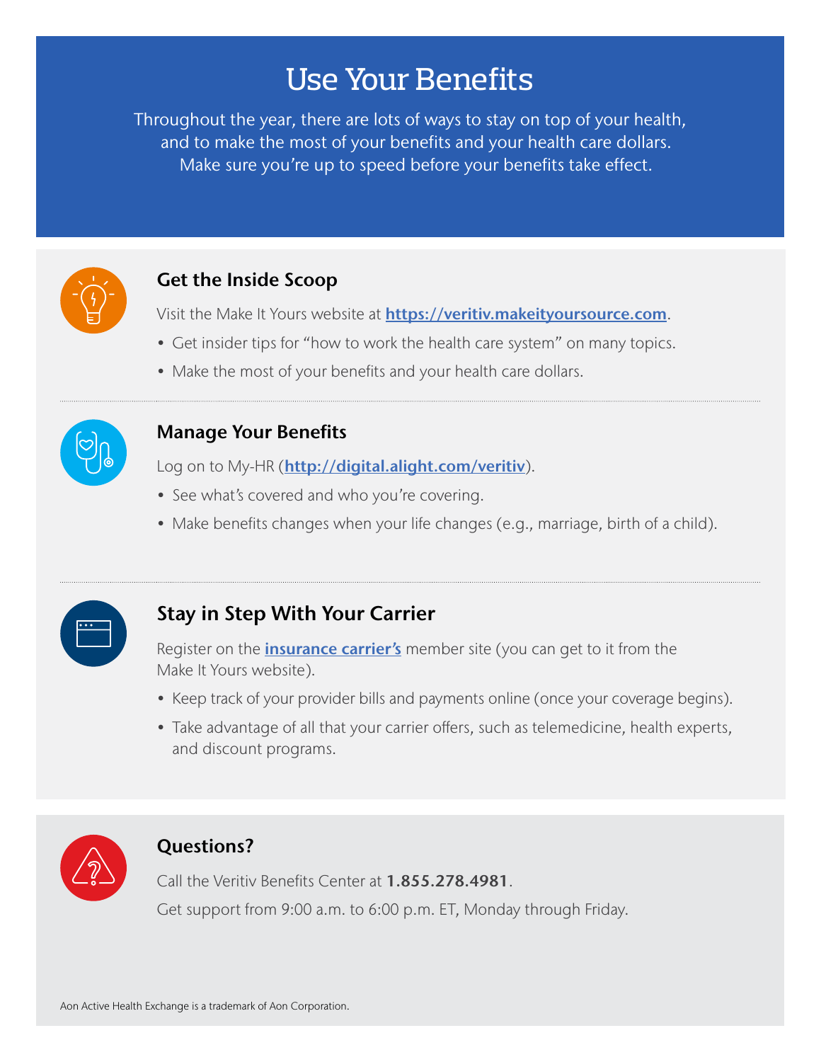# Use Your Benefits

Throughout the year, there are lots of ways to stay on top of your health, and to make the most of your benefits and your health care dollars. Make sure you're up to speed before your benefits take effect.

## Get the Inside Scoop

Visit the Make It Yours website at **https://veritiv.makeityoursource.com**.

- Get insider tips for "how to work the health care system" on many topics.
- Make the most of your benefits and your health care dollars.

## Manage Your Benefits

Log on to My-HR (**http://digital.alight.com/veritiv**).

- See what's covered and who you're covering.
- Make benefits changes when your life changes (e.g., marriage, birth of a child).

## Stay in Step With Your Carrier

Register on the **insurance carrier's** member site (you can get to it from the Make It Yours website).

- Keep track of your provider bills and payments online (once your coverage begins).
- Take advantage of all that your carrier offers, such as telemedicine, health experts, and discount programs.

## Questions?

Call the Veritiv Benefits Center at **1.855.278.4981**.

Get support from 9:00 a.m. to 6:00 p.m. ET, Monday through Friday.

Aon Active Health Exchange is a trademark of Aon Corporation.